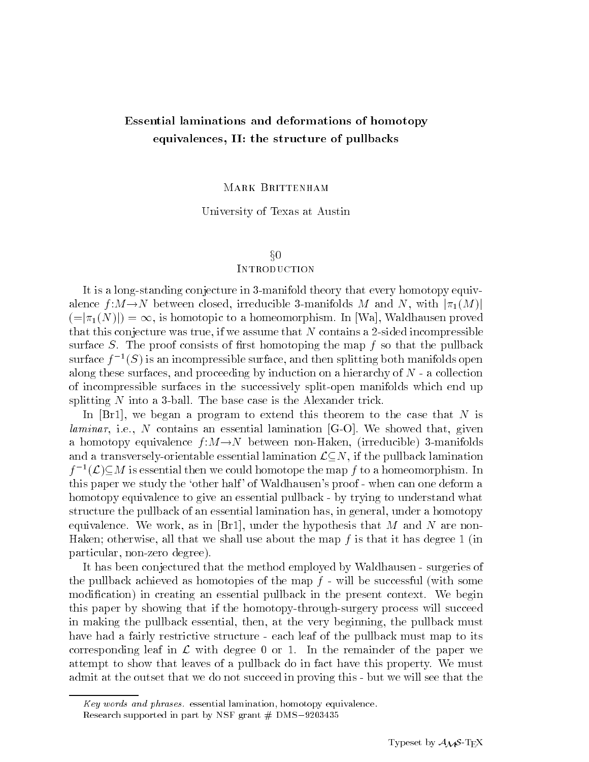# Essential laminations and deformations of homotopy equivalences, II: the structure of pullbacks

Mark Brittenham

University of Texas at Austin

## §0
## Introduction

It is a long-standing conjecture in 3-manifold theory that every homotopy equivalence $f:M\to N$ between closed, irreducible 3-manifolds $M$ and $N$, with $|\pi_1(M)|$ $(=|\pi_1(N)|)=\infty$, is homotopic to a homeomorphism. In [Wa], Waldhausen proved that this conjecture was true, if we assume that $N$ contains a 2-sided incompressible surface $S$. The proof consists of first homotoping the map $f$ so that the pullback surface $f^{-1}(S)$ is an incompressible surface, and then splitting both manifolds open along these surfaces, and proceeding by induction on a hierarchy of $N$ - a collection of incompressible surfaces in the successively split-open manifolds which end up splitting $N$ into a 3-ball. The base case is the Alexander trick.

In [Br1], we began a program to extend this theorem to the case that $N$ is *laminar*, i.e., $N$ contains an essential lamination [G-O]. We showed that, given a homotopy equivalence $f:M\to N$ between non-Haken, (irreducible) 3-manifolds and a transversely-orientable essential lamination $\mathcal{L}\subseteq N$, if the pullback lamination $f^{-1}(\mathcal{L})\subseteq M$ is essential then we could homotope the map $f$ to a homeomorphism. In this paper we study the 'other half' of Waldhausen's proof - when can one deform a homotopy equivalence to give an essential pullback - by trying to understand what structure the pullback of an essential lamination has, in general, under a homotopy equivalence. We work, as in [Br1], under the hypothesis that $M$ and $N$ are non-Haken; otherwise, all that we shall use about the map $f$ is that it has degree 1 (in particular, non-zero degree).

It has been conjectured that the method employed by Waldhausen - surgeries of the pullback achieved as homotopies of the map $f$ - will be successful (with some modification) in creating an essential pullback in the present context. We begin this paper by showing that if the homotopy-through-surgery process will succeed in making the pullback essential, then, at the very beginning, the pullback must have had a fairly restrictive structure - each leaf of the pullback must map to its corresponding leaf in $\mathcal{L}$ with degree 0 or 1. In the remainder of the paper we attempt to show that leaves of a pullback do in fact have this property. We must admit at the outset that we do not succeed in proving this - but we will see that the

---

*Key words and phrases.* essential lamination, homotopy equivalence.

Research supported in part by NSF grant # DMS−9203435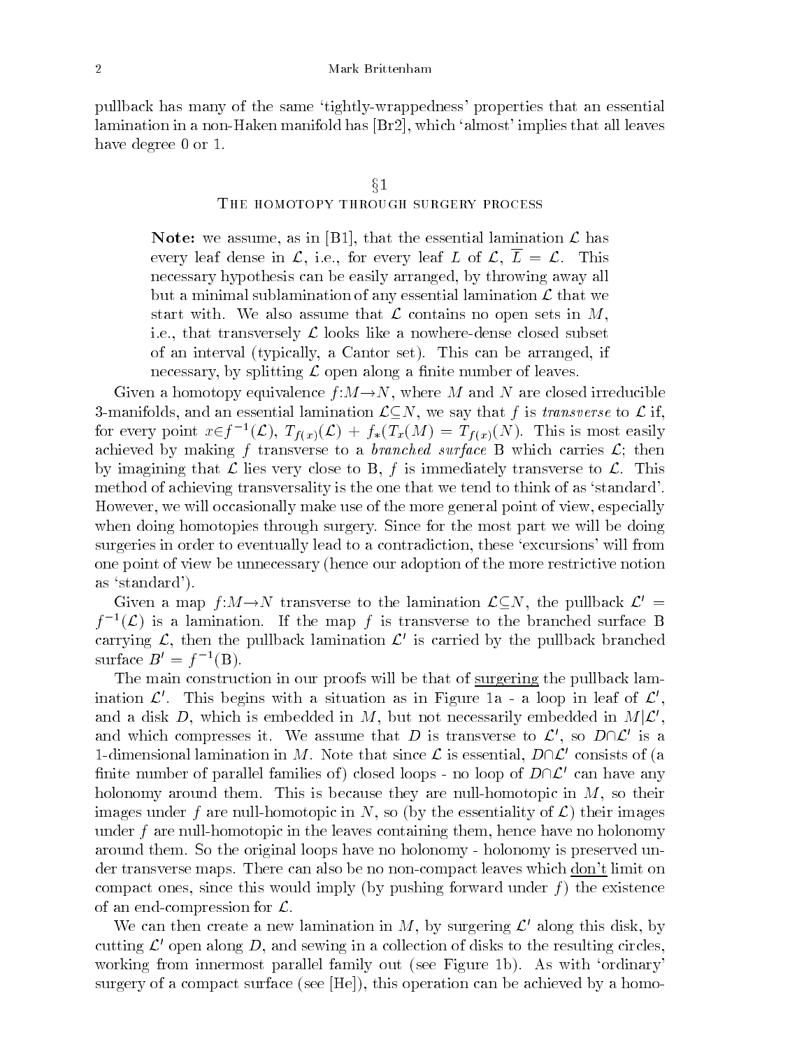pullback has many of the same 'tightly-wrappedness' properties that an essential lamination in a non-Haken manifold has [Br2], which 'almost' implies that all leaves have degree 0 or 1.

## §1
## The homotopy through surgery process

> **Note:** we assume, as in [B1], that the essential lamination $\mathcal{L}$ has every leaf dense in $\mathcal{L}$, i.e., for every leaf $L$ of $\mathcal{L}$, $\overline{L} = \mathcal{L}$. This necessary hypothesis can be easily arranged, by throwing away all but a minimal sublamination of any essential lamination $\mathcal{L}$ that we start with. We also assume that $\mathcal{L}$ contains no open sets in $M$, i.e., that transversely $\mathcal{L}$ looks like a nowhere-dense closed subset of an interval (typically, a Cantor set). This can be arranged, if necessary, by splitting $\mathcal{L}$ open along a finite number of leaves.

Given a homotopy equivalence $f{:}M{\rightarrow}N$, where $M$ and $N$ are closed irreducible 3-manifolds, and an essential lamination $\mathcal{L}{\subseteq}N$, we say that $f$ is *transverse* to $\mathcal{L}$ if, for every point $x{\in}f^{-1}(\mathcal{L})$, $T_{f(x)}(\mathcal{L}) + f_*(T_x(M) = T_{f(x)}(N)$. This is most easily achieved by making $f$ transverse to a *branched surface* B which carries $\mathcal{L}$; then by imagining that $\mathcal{L}$ lies very close to B, $f$ is immediately transverse to $\mathcal{L}$. This method of achieving transversality is the one that we tend to think of as 'standard'. However, we will occasionally make use of the more general point of view, especially when doing homotopies through surgery. Since for the most part we will be doing surgeries in order to eventually lead to a contradiction, these 'excursions' will from one point of view be unnecessary (hence our adoption of the more restrictive notion as 'standard').

Given a map $f{:}M{\rightarrow}N$ transverse to the lamination $\mathcal{L}{\subseteq}N$, the pullback $\mathcal{L}' = f^{-1}(\mathcal{L})$ is a lamination. If the map $f$ is transverse to the branched surface B carrying $\mathcal{L}$, then the pullback lamination $\mathcal{L}'$ is carried by the pullback branched surface $B' = f^{-1}(\mathrm{B})$.

The main construction in our proofs will be that of surgering the pullback lamination $\mathcal{L}'$. This begins with a situation as in Figure 1a - a loop in leaf of $\mathcal{L}'$, and a disk $D$, which is embedded in $M$, but not necessarily embedded in $M|\mathcal{L}'$, and which compresses it. We assume that $D$ is transverse to $\mathcal{L}'$, so $D{\cap}\mathcal{L}'$ is a 1-dimensional lamination in $M$. Note that since $\mathcal{L}$ is essential, $D{\cap}\mathcal{L}'$ consists of (a finite number of parallel families of) closed loops - no loop of $D{\cap}\mathcal{L}'$ can have any holonomy around them. This is because they are null-homotopic in $M$, so their images under $f$ are null-homotopic in $N$, so (by the essentiality of $\mathcal{L}$) their images under $f$ are null-homotopic in the leaves containing them, hence have no holonomy around them. So the original loops have no holonomy - holonomy is preserved under transverse maps. There can also be no non-compact leaves which don't limit on compact ones, since this would imply (by pushing forward under $f$) the existence of an end-compression for $\mathcal{L}$.

We can then create a new lamination in $M$, by surgering $\mathcal{L}'$ along this disk, by cutting $\mathcal{L}'$ open along $D$, and sewing in a collection of disks to the resulting circles, working from innermost parallel family out (see Figure 1b). As with 'ordinary' surgery of a compact surface (see [He]), this operation can be achieved by a homo-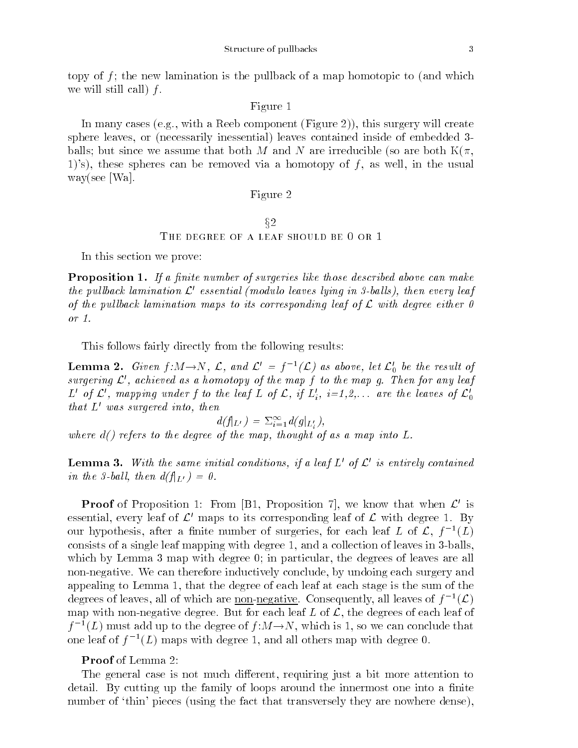topy of $f$; the new lamination is the pullback of a map homotopic to (and which we will still call) $f$.

Figure 1

In many cases (e.g., with a Reeb component (Figure 2)), this surgery will create sphere leaves, or (necessarily inessential) leaves contained inside of embedded 3-balls; but since we assume that both $M$ and $N$ are irreducible (so are both K($\pi$, 1)'s), these spheres can be removed via a homotopy of $f$, as well, in the usual way(see [Wa].

Figure 2

## §2
## The degree of a leaf should be 0 or 1

In this section we prove:

**Proposition 1.** *If a finite number of surgeries like those described above can make the pullback lamination $\mathcal{L}'$ essential (modulo leaves lying in 3-balls), then every leaf of the pullback lamination maps to its corresponding leaf of $\mathcal{L}$ with degree either 0 or 1.*

This follows fairly directly from the following results:

**Lemma 2.** *Given $f{:}M{\rightarrow}N$, $\mathcal{L}$, and $\mathcal{L}' = f^{-1}(\mathcal{L})$ as above, let $\mathcal{L}'_0$ be the result of surgering $\mathcal{L}'$, achieved as a homotopy of the map $f$ to the map $g$. Then for any leaf $L'$ of $\mathcal{L}'$, mapping under $f$ to the leaf $L$ of $\mathcal{L}$, if $L'_i$, $i$=1,2,... are the leaves of $\mathcal{L}'_0$ that $L'$ was surgered into, then*

$$d(f|_{L'}) = \Sigma_{i=1}^{\infty} d(g|_{L'_i}),$$

*where d() refers to the degree of the map, thought of as a map into $L$.*

**Lemma 3.** *With the same initial conditions, if a leaf $L'$ of $\mathcal{L}'$ is entirely contained in the 3-ball, then $d(f|_{L'}) = 0$.*

**Proof** of Proposition 1: From [B1, Proposition 7], we know that when $\mathcal{L}'$ is essential, every leaf of $\mathcal{L}'$ maps to its corresponding leaf of $\mathcal{L}$ with degree 1. By our hypothesis, after a finite number of surgeries, for each leaf $L$ of $\mathcal{L}$, $f^{-1}(L)$ consists of a single leaf mapping with degree 1, and a collection of leaves in 3-balls, which by Lemma 3 map with degree 0; in particular, the degrees of leaves are all non-negative. We can therefore inductively conclude, by undoing each surgery and appealing to Lemma 1, that the degree of each leaf at each stage is the sum of the degrees of leaves, all of which are <u>non-negative</u>. Consequently, all leaves of $f^{-1}(\mathcal{L})$ map with non-negative degree. But for each leaf $L$ of $\mathcal{L}$, the degrees of each leaf of $f^{-1}(L)$ must add up to the degree of $f{:}M{\rightarrow}N$, which is 1, so we can conclude that one leaf of $f^{-1}(L)$ maps with degree 1, and all others map with degree 0.

**Proof** of Lemma 2:

The general case is not much different, requiring just a bit more attention to detail. By cutting up the family of loops around the innermost one into a finite number of 'thin' pieces (using the fact that transversely they are nowhere dense),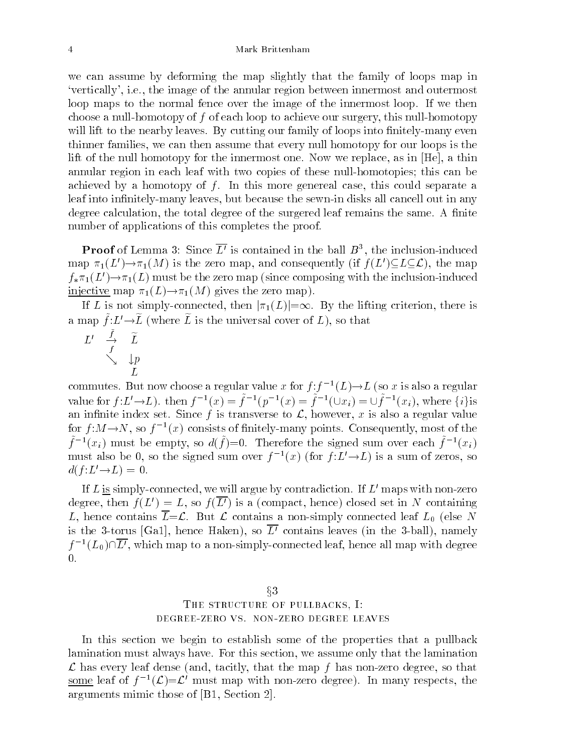we can assume by deforming the map slightly that the family of loops map in 'vertically', i.e., the image of the annular region between innermost and outermost loop maps to the normal fence over the image of the innermost loop. If we then choose a null-homotopy of $f$ of each loop to achieve our surgery, this null-homotopy will lift to the nearby leaves. By cutting our family of loops into finitely-many even thinner families, we can then assume that every null homotopy for our loops is the lift of the null homotopy for the innermost one. Now we replace, as in [He], a thin annular region in each leaf with two copies of these null-homotopies; this can be achieved by a homotopy of $f$. In this more genereal case, this could separate a leaf into infinitely-many leaves, but because the sewn-in disks all cancell out in any degree calculation, the total degree of the surgered leaf remains the same. A finite number of applications of this completes the proof.

**Proof** of Lemma 3: Since $\overline{L'}$ is contained in the ball $B^3$, the inclusion-induced map $\pi_1(L')\rightarrow\pi_1(M)$ is the zero map, and consequently (if $f(L')\subseteq L\subseteq\mathcal{L}$), the map $f_*\pi_1(L')\rightarrow\pi_1(L)$ must be the zero map (since composing with the inclusion-induced <u>injective</u> map $\pi_1(L)\rightarrow\pi_1(M)$ gives the zero map).

If $L$ is not simply-connected, then $|\pi_1(L)|=\infty$. By the lifting criterion, there is a map $\tilde{f}{:}L'\rightarrow\widetilde{L}$ (where $\widetilde{L}$ is the universal cover of $L$), so that

$$
\begin{array}{ccc}
L' & \xrightarrow{\tilde{f}} & \widetilde{L} \\
 & \underset{f}{\searrow} & \downarrow p \\
 & & L
\end{array}
$$

commutes. But now choose a regular value $x$ for $f{:}f^{-1}(L)\rightarrow L$ (so $x$ is also a regular value for $f{:}L'\rightarrow L$). then $f^{-1}(x)=\tilde{f}^{-1}(p^{-1}(x)=\tilde{f}^{-1}(\cup x_i)=\cup\tilde{f}^{-1}(x_i)$, where $\{i\}$is an infinite index set. Since $f$ is transverse to $\mathcal{L}$, however, $x$ is also a regular value for $f{:}M\rightarrow N$, so $f^{-1}(x)$ consists of finitely-many points. Consequently, most of the $\tilde{f}^{-1}(x_i)$ must be empty, so $d(\tilde{f})=0$. Therefore the signed sum over each $\tilde{f}^{-1}(x_i)$ must also be 0, so the signed sum over $f^{-1}(x)$ (for $f{:}L'\rightarrow L$) is a sum of zeros, so $d(f{:}L'\rightarrow L)=0$.

If $L$ <u>is</u> simply-connected, we will argue by contradiction. If $L'$ maps with non-zero degree, then $f(L')=L$, so $f(\overline{L'})$ is a (compact, hence) closed set in $N$ containing $L$, hence contains $\overline{L}{=}\mathcal{L}$. But $\mathcal{L}$ contains a non-simply connected leaf $L_0$ (else $N$ is the 3-torus [Ga1], hence Haken), so $\overline{L'}$ contains leaves (in the 3-ball), namely $f^{-1}(L_0)\cap\overline{L'}$, which map to a non-simply-connected leaf, hence all map with degree 0.

## §3
## The structure of pullbacks, I: degree-zero vs. non-zero degree leaves

In this section we begin to establish some of the properties that a pullback lamination must always have. For this section, we assume only that the lamination $\mathcal{L}$ has every leaf dense (and, tacitly, that the map $f$ has non-zero degree, so that <u>some</u> leaf of $f^{-1}(\mathcal{L})=\mathcal{L}'$ must map with non-zero degree). In many respects, the arguments mimic those of [B1, Section 2].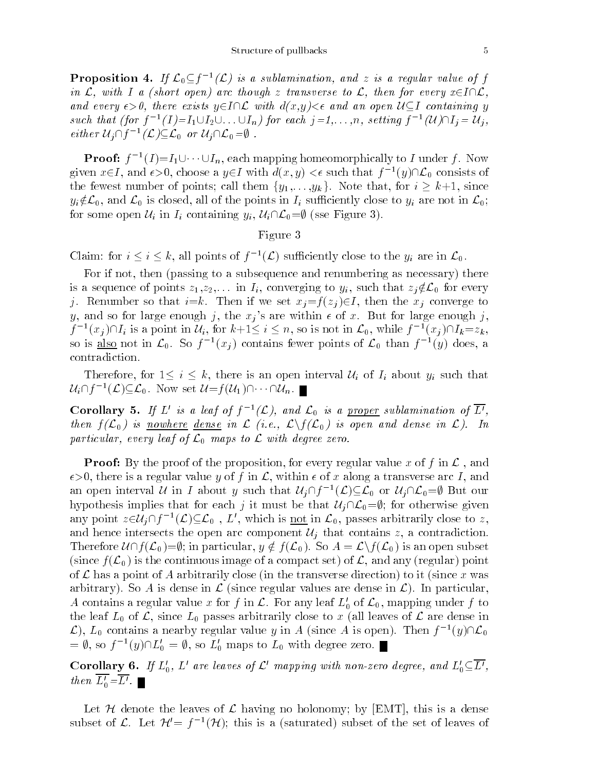**Proposition 4.** *If $\mathcal{L}_0 \subseteq f^{-1}(\mathcal{L})$ is a sublamination, and $z$ is a regular value of $f$ in $\mathcal{L}$, with $I$ a (short open) arc though $z$ transverse to $\mathcal{L}$, then for every $x \in I \cap \mathcal{L}$, and every $\epsilon > 0$, there exists $y \in I \cap \mathcal{L}$ with $d(x,y) < \epsilon$ and an open $\mathcal{U} \subseteq I$ containing $y$ such that (for $f^{-1}(I) = I_1 \cup I_2 \cup \ldots \cup I_n$) for each $j = 1, \ldots, n$, setting $f^{-1}(\mathcal{U}) \cap I_j = \mathcal{U}_j$, either $\mathcal{U}_j \cap f^{-1}(\mathcal{L}) \subseteq \mathcal{L}_0$ or $\mathcal{U}_j \cap \mathcal{L}_0 = \emptyset$ .*

**Proof:** $f^{-1}(I) = I_1 \cup \cdots \cup I_n$, each mapping homeomorphically to $I$ under $f$. Now given $x \in I$, and $\epsilon > 0$, choose a $y \in I$ with $d(x,y) < \epsilon$ such that $f^{-1}(y) \cap \mathcal{L}_0$ consists of the fewest number of points; call them $\{y_1, \ldots, y_k\}$. Note that, for $i \geq k+1$, since $y_i \notin \mathcal{L}_0$, and $\mathcal{L}_0$ is closed, all of the points in $I_i$ sufficiently close to $y_i$ are not in $\mathcal{L}_0$; for some open $\mathcal{U}_i$ in $I_i$ containing $y_i$, $\mathcal{U}_i \cap \mathcal{L}_0 = \emptyset$ (sse Figure 3).

Figure 3

Claim: for $i \leq i \leq k$, all points of $f^{-1}(\mathcal{L})$ sufficiently close to the $y_i$ are in $\mathcal{L}_0$.

For if not, then (passing to a subsequence and renumbering as necessary) there is a sequence of points $z_1, z_2, \ldots$ in $I_i$, converging to $y_i$, such that $z_j \notin \mathcal{L}_0$ for every $j$. Renumber so that $i = k$. Then if we set $x_j = f(z_j) \in I$, then the $x_j$ converge to $y$, and so for large enough $j$, the $x_j$'s are within $\epsilon$ of $x$. But for large enough $j$, $f^{-1}(x_j) \cap I_i$ is a point in $\mathcal{U}_i$, for $k+1 \leq i \leq n$, so is not in $\mathcal{L}_0$, while $f^{-1}(x_j) \cap I_k = z_k$, so is <u>also</u> not in $\mathcal{L}_0$. So $f^{-1}(x_j)$ contains fewer points of $\mathcal{L}_0$ than $f^{-1}(y)$ does, a contradiction.

Therefore, for $1 \leq i \leq k$, there is an open interval $\mathcal{U}_i$ of $I_i$ about $y_i$ such that $\mathcal{U}_i \cap f^{-1}(\mathcal{L}) \subseteq \mathcal{L}_0$. Now set $\mathcal{U} = f(\mathcal{U}_1) \cap \cdots \cap \mathcal{U}_n$. ∎

**Corollary 5.** *If $L'$ is a leaf of $f^{-1}(\mathcal{L})$, and $\mathcal{L}_0$ is a <u>proper</u> sublamination of $\overline{L'}$, then $f(\mathcal{L}_0)$ is <u>nowhere</u> <u>dense</u> in $\mathcal{L}$ (i.e., $\mathcal{L} \setminus f(\mathcal{L}_0)$ is open and dense in $\mathcal{L}$). In particular, every leaf of $\mathcal{L}_0$ maps to $\mathcal{L}$ with degree zero.*

**Proof:** By the proof of the proposition, for every regular value $x$ of $f$ in $\mathcal{L}$ , and $\epsilon > 0$, there is a regular value $y$ of $f$ in $\mathcal{L}$, within $\epsilon$ of $x$ along a transverse arc $I$, and an open interval $\mathcal{U}$ in $I$ about $y$ such that $\mathcal{U}_j \cap f^{-1}(\mathcal{L}) \subseteq \mathcal{L}_0$ or $\mathcal{U}_j \cap \mathcal{L}_0 = \emptyset$ But our hypothesis implies that for each $j$ it must be that $\mathcal{U}_j \cap \mathcal{L}_0 = \emptyset$; for otherwise given any point $z \in \mathcal{U}_j \cap f^{-1}(\mathcal{L}) \subseteq \mathcal{L}_0$ , $L'$, which is <u>not</u> in $\mathcal{L}_0$, passes arbitrarily close to $z$, and hence intersects the open arc component $\mathcal{U}_j$ that contains $z$, a contradiction. Therefore $\mathcal{U} \cap f(\mathcal{L}_0) = \emptyset$; in particular, $y \notin f(\mathcal{L}_0)$. So $A = \mathcal{L} \setminus f(\mathcal{L}_0)$ is an open subset (since $f(\mathcal{L}_0)$ is the continuous image of a compact set) of $\mathcal{L}$, and any (regular) point of $\mathcal{L}$ has a point of $A$ arbitrarily close (in the transverse direction) to it (since $x$ was arbitrary). So $A$ is dense in $\mathcal{L}$ (since regular values are dense in $\mathcal{L}$). In particular, $A$ contains a regular value $x$ for $f$ in $\mathcal{L}$. For any leaf $L_0'$ of $\mathcal{L}_0$, mapping under $f$ to the leaf $L_0$ of $\mathcal{L}$, since $L_0$ passes arbitrarily close to $x$ (all leaves of $\mathcal{L}$ are dense in $\mathcal{L}$), $L_0$ contains a nearby regular value $y$ in $A$ (since $A$ is open). Then $f^{-1}(y) \cap \mathcal{L}_0 = \emptyset$, so $f^{-1}(y) \cap L_0' = \emptyset$, so $L_0'$ maps to $L_0$ with degree zero. ∎

**Corollary 6.** *If $L_0'$, $L'$ are leaves of $\mathcal{L}'$ mapping with non-zero degree, and $L_0' \subseteq \overline{L'}$, then $\overline{L_0'} = \overline{L'}$.* ∎

Let $\mathcal{H}$ denote the leaves of $\mathcal{L}$ having no holonomy; by [EMT], this is a dense subset of $\mathcal{L}$. Let $\mathcal{H}' = f^{-1}(\mathcal{H})$; this is a (saturated) subset of the set of leaves of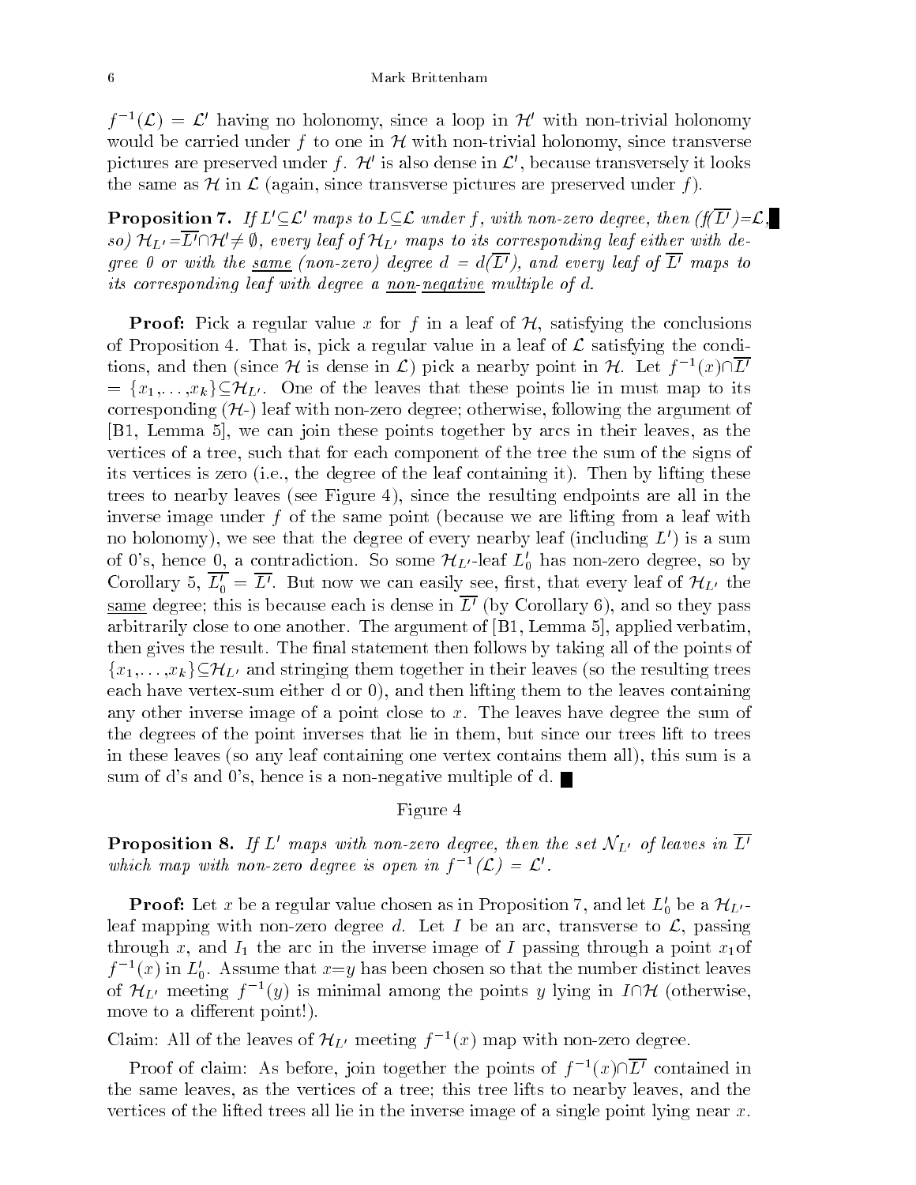$f^{-1}(\mathcal{L}) = \mathcal{L}'$ having no holonomy, since a loop in $\mathcal{H}'$ with non-trivial holonomy would be carried under $f$ to one in $\mathcal{H}$ with non-trivial holonomy, since transverse pictures are preserved under $f$. $\mathcal{H}'$ is also dense in $\mathcal{L}'$, because transversely it looks the same as $\mathcal{H}$ in $\mathcal{L}$ (again, since transverse pictures are preserved under $f$).

**Proposition 7.** *If $L'\subseteq\mathcal{L}'$ maps to $L\subseteq\mathcal{L}$ under $f$, with non-zero degree, then ($f(\overline{L'})=\mathcal{L}$, so) $\mathcal{H}_{L'}=\overline{L'}\cap\mathcal{H}'\neq\emptyset$, every leaf of $\mathcal{H}_{L'}$ maps to its corresponding leaf either with degree 0 or with the* <u>same</u> *(non-zero) degree $d = d(\overline{L'})$, and every leaf of $\overline{L'}$ maps to its corresponding leaf with degree a* <u>non-negative</u> *multiple of d.*

**Proof:** Pick a regular value $x$ for $f$ in a leaf of $\mathcal{H}$, satisfying the conclusions of Proposition 4. That is, pick a regular value in a leaf of $\mathcal{L}$ satisfying the conditions, and then (since $\mathcal{H}$ is dense in $\mathcal{L}$) pick a nearby point in $\mathcal{H}$. Let $f^{-1}(x)\cap\overline{L'}$ $= \{x_1,\dots,x_k\}\subseteq\mathcal{H}_{L'}$. One of the leaves that these points lie in must map to its corresponding ($\mathcal{H}$-) leaf with non-zero degree; otherwise, following the argument of [B1, Lemma 5], we can join these points together by arcs in their leaves, as the vertices of a tree, such that for each component of the tree the sum of the signs of its vertices is zero (i.e., the degree of the leaf containing it). Then by lifting these trees to nearby leaves (see Figure 4), since the resulting endpoints are all in the inverse image under $f$ of the same point (because we are lifting from a leaf with no holonomy), we see that the degree of every nearby leaf (including $L'$) is a sum of 0's, hence 0, a contradiction. So some $\mathcal{H}_{L'}$-leaf $L_0'$ has non-zero degree, so by Corollary 5, $\overline{L_0'} = \overline{L'}$. But now we can easily see, first, that every leaf of $\mathcal{H}_{L'}$ the <u>same</u> degree; this is because each is dense in $\overline{L'}$ (by Corollary 6), and so they pass arbitrarily close to one another. The argument of [B1, Lemma 5], applied verbatim, then gives the result. The final statement then follows by taking all of the points of $\{x_1,\dots,x_k\}\subseteq\mathcal{H}_{L'}$ and stringing them together in their leaves (so the resulting trees each have vertex-sum either d or 0), and then lifting them to the leaves containing any other inverse image of a point close to $x$. The leaves have degree the sum of the degrees of the point inverses that lie in them, but since our trees lift to trees in these leaves (so any leaf containing one vertex contains them all), this sum is a sum of d's and 0's, hence is a non-negative multiple of d. ∎

Figure 4

**Proposition 8.** *If $L'$ maps with non-zero degree, then the set $\mathcal{N}_{L'}$ of leaves in $\overline{L'}$ which map with non-zero degree is open in $f^{-1}(\mathcal{L}) = \mathcal{L}'$.*

**Proof:** Let $x$ be a regular value chosen as in Proposition 7, and let $L_0'$ be a $\mathcal{H}_{L'}$-leaf mapping with non-zero degree $d$. Let $I$ be an arc, transverse to $\mathcal{L}$, passing through $x$, and $I_1$ the arc in the inverse image of $I$ passing through a point $x_1$of $f^{-1}(x)$ in $L_0'$. Assume that $x$=$y$ has been chosen so that the number distinct leaves of $\mathcal{H}_{L'}$ meeting $f^{-1}(y)$ is minimal among the points $y$ lying in $I\cap\mathcal{H}$ (otherwise, move to a different point!).

Claim: All of the leaves of $\mathcal{H}_{L'}$ meeting $f^{-1}(x)$ map with non-zero degree.

Proof of claim: As before, join together the points of $f^{-1}(x)\cap\overline{L'}$ contained in the same leaves, as the vertices of a tree; this tree lifts to nearby leaves, and the vertices of the lifted trees all lie in the inverse image of a single point lying near $x$.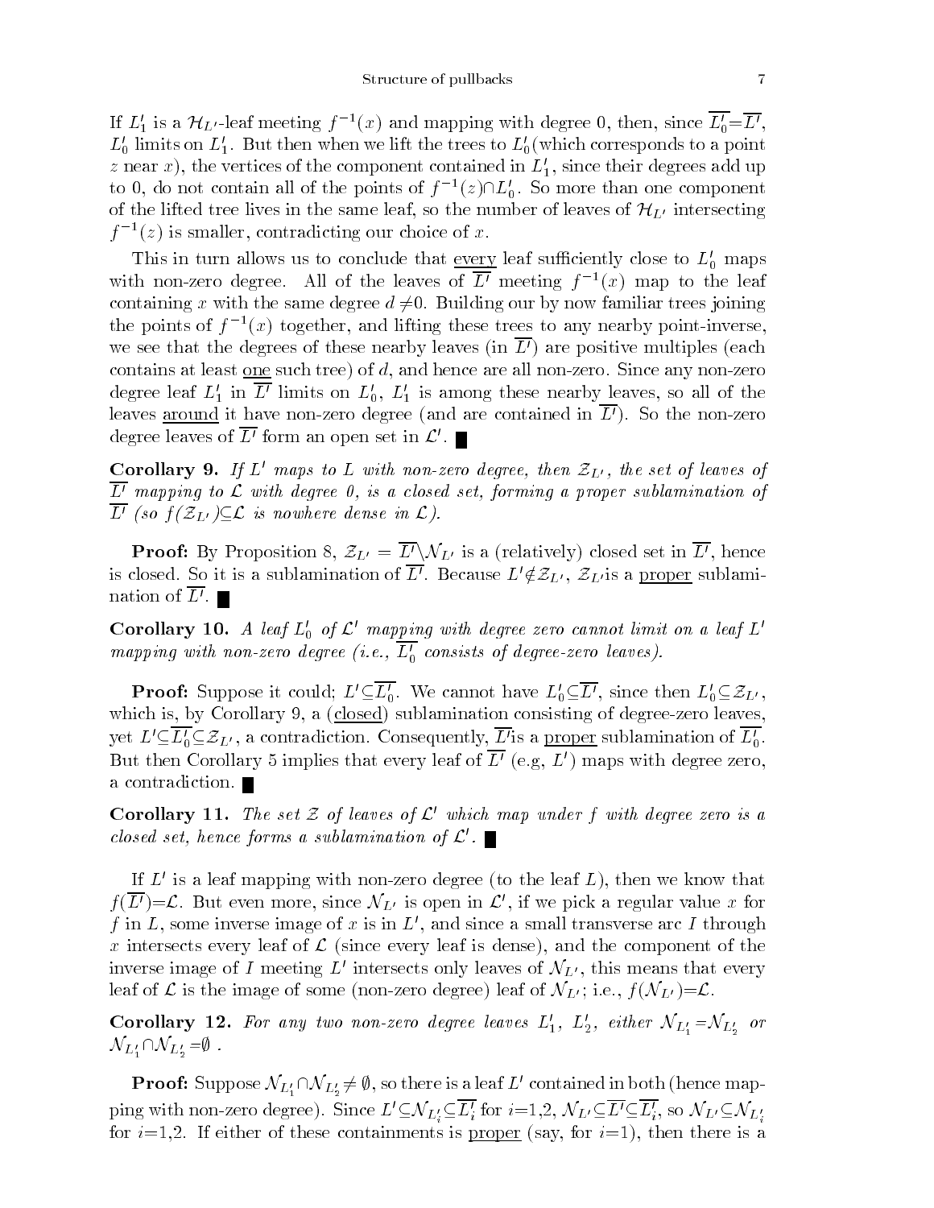If $L'_1$ is a $\mathcal{H}_{L'}$-leaf meeting $f^{-1}(x)$ and mapping with degree 0, then, since $\overline{L'_0}=\overline{L'}$, $L'_0$ limits on $L'_1$. But then when we lift the trees to $L'_0$(which corresponds to a point $z$ near $x$), the vertices of the component contained in $L'_1$, since their degrees add up to 0, do not contain all of the points of $f^{-1}(z)\cap L'_0$. So more than one component of the lifted tree lives in the same leaf, so the number of leaves of $\mathcal{H}_{L'}$ intersecting $f^{-1}(z)$ is smaller, contradicting our choice of $x$.

This in turn allows us to conclude that <u>every</u> leaf sufficiently close to $L'_0$ maps with non-zero degree. All of the leaves of $\overline{L'}$ meeting $f^{-1}(x)$ map to the leaf containing $x$ with the same degree $d\neq 0$. Building our by now familiar trees joining the points of $f^{-1}(x)$ together, and lifting these trees to any nearby point-inverse, we see that the degrees of these nearby leaves (in $\overline{L'}$) are positive multiples (each contains at least <u>one</u> such tree) of $d$, and hence are all non-zero. Since any non-zero degree leaf $L'_1$ in $\overline{L'}$ limits on $L'_0$, $L'_1$ is among these nearby leaves, so all of the leaves <u>around</u> it have non-zero degree (and are contained in $\overline{L'}$). So the non-zero degree leaves of $\overline{L'}$ form an open set in $\mathcal{L}'$. ∎

**Corollary 9.** *If $L'$ maps to $L$ with non-zero degree, then $\mathcal{Z}_{L'}$, the set of leaves of $\overline{L'}$ mapping to $\mathcal{L}$ with degree 0, is a closed set, forming a proper sublamination of $\overline{L'}$ (so $f(\mathcal{Z}_{L'})\subseteq\mathcal{L}$ is nowhere dense in $\mathcal{L}$).*

**Proof:** By Proposition 8, $\mathcal{Z}_{L'}=\overline{L'}\setminus\mathcal{N}_{L'}$ is a (relatively) closed set in $\overline{L'}$, hence is closed. So it is a sublamination of $\overline{L'}$. Because $L'\notin\mathcal{Z}_{L'}$, $\mathcal{Z}_{L'}$is a <u>proper</u> sublamination of $\overline{L'}$. ∎

**Corollary 10.** *A leaf $L'_0$ of $\mathcal{L}'$ mapping with degree zero cannot limit on a leaf $L'$ mapping with non-zero degree (i.e., $\overline{L'_0}$ consists of degree-zero leaves).*

**Proof:** Suppose it could; $L'\subseteq\overline{L'_0}$. We cannot have $L'_0\subseteq\overline{L'}$, since then $L'_0\subseteq\mathcal{Z}_{L'}$, which is, by Corollary 9, a (<u>closed</u>) sublamination consisting of degree-zero leaves, yet $L'\subseteq\overline{L'_0}\subseteq\mathcal{Z}_{L'}$, a contradiction. Consequently, $\overline{L'}$is a <u>proper</u> sublamination of $\overline{L'_0}$. But then Corollary 5 implies that every leaf of $\overline{L'}$ (e.g, $L'$) maps with degree zero, a contradiction. ∎

**Corollary 11.** *The set $\mathcal{Z}$ of leaves of $\mathcal{L}'$ which map under $f$ with degree zero is a closed set, hence forms a sublamination of $\mathcal{L}'$.* ∎

If $L'$ is a leaf mapping with non-zero degree (to the leaf $L$), then we know that $f(\overline{L'})=\mathcal{L}$. But even more, since $\mathcal{N}_{L'}$ is open in $\mathcal{L}'$, if we pick a regular value $x$ for $f$ in $L$, some inverse image of $x$ is in $L'$, and since a small transverse arc $I$ through $x$ intersects every leaf of $\mathcal{L}$ (since every leaf is dense), and the component of the inverse image of $I$ meeting $L'$ intersects only leaves of $\mathcal{N}_{L'}$, this means that every leaf of $\mathcal{L}$ is the image of some (non-zero degree) leaf of $\mathcal{N}_{L'}$; i.e., $f(\mathcal{N}_{L'})=\mathcal{L}$.

**Corollary 12.** *For any two non-zero degree leaves $L'_1$, $L'_2$, either $\mathcal{N}_{L'_1}=\mathcal{N}_{L'_2}$ or $\mathcal{N}_{L'_1}\cap\mathcal{N}_{L'_2}=\emptyset$ .*

**Proof:** Suppose $\mathcal{N}_{L'_1}\cap\mathcal{N}_{L'_2}\neq\emptyset$, so there is a leaf $L'$ contained in both (hence mapping with non-zero degree). Since $L'\subseteq\mathcal{N}_{L'_i}\subseteq\overline{L'_i}$ for $i$=1,2, $\mathcal{N}_{L'}\subseteq\overline{L'}\subseteq\overline{L'_i}$, so $\mathcal{N}_{L'}\subseteq\mathcal{N}_{L'_i}$ for $i$=1,2. If either of these containments is <u>proper</u> (say, for $i$=1), then there is a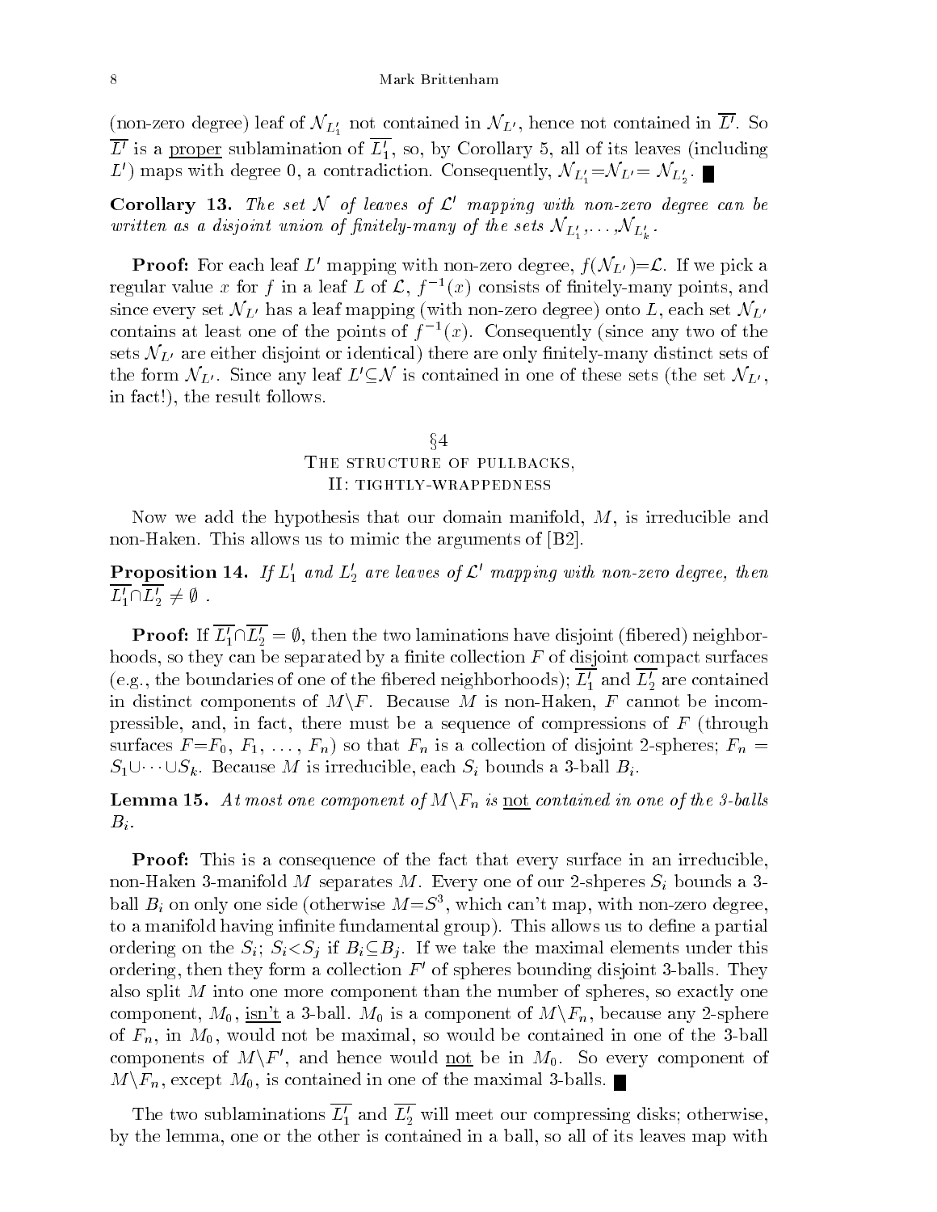(non-zero degree) leaf of $\mathcal{N}_{L'_1}$ not contained in $\mathcal{N}_{L'}$, hence not contained in $\overline{L'}$. So $\overline{L'}$ is a <u>proper</u> sublamination of $\overline{L'_1}$, so, by Corollary 5, all of its leaves (including $L'$) maps with degree 0, a contradiction. Consequently, $\mathcal{N}_{L'_1}=\mathcal{N}_{L'}=\mathcal{N}_{L'_2}$. ∎

**Corollary 13.** *The set $\mathcal{N}$ of leaves of $\mathcal{L}'$ mapping with non-zero degree can be written as a disjoint union of finitely-many of the sets $\mathcal{N}_{L'_1},\dots,\mathcal{N}_{L'_k}$.*

**Proof:** For each leaf $L'$ mapping with non-zero degree, $f(\mathcal{N}_{L'})=\mathcal{L}$. If we pick a regular value $x$ for $f$ in a leaf $L$ of $\mathcal{L}$, $f^{-1}(x)$ consists of finitely-many points, and since every set $\mathcal{N}_{L'}$ has a leaf mapping (with non-zero degree) onto $L$, each set $\mathcal{N}_{L'}$ contains at least one of the points of $f^{-1}(x)$. Consequently (since any two of the sets $\mathcal{N}_{L'}$ are either disjoint or identical) there are only finitely-many distinct sets of the form $\mathcal{N}_{L'}$. Since any leaf $L'\subseteq\mathcal{N}$ is contained in one of these sets (the set $\mathcal{N}_{L'}$, in fact!), the result follows.

## §4
## The structure of pullbacks, II: tightly-wrappedness

Now we add the hypothesis that our domain manifold, $M$, is irreducible and non-Haken. This allows us to mimic the arguments of [B2].

**Proposition 14.** *If $L'_1$ and $L'_2$ are leaves of $\mathcal{L}'$ mapping with non-zero degree, then $\overline{L'_1}\cap\overline{L'_2}\neq\emptyset$ .*

**Proof:** If $\overline{L'_1}\cap\overline{L'_2}=\emptyset$, then the two laminations have disjoint (fibered) neighborhoods, so they can be separated by a finite collection $F$ of disjoint compact surfaces (e.g., the boundaries of one of the fibered neighborhoods); $\overline{L'_1}$ and $\overline{L'_2}$ are contained in distinct components of $M\backslash F$. Because $M$ is non-Haken, $F$ cannot be incompressible, and, in fact, there must be a sequence of compressions of $F$ (through surfaces $F=F_0$, $F_1$, ..., $F_n$) so that $F_n$ is a collection of disjoint 2-spheres; $F_n = S_1\cup\cdots\cup S_k$. Because $M$ is irreducible, each $S_i$ bounds a 3-ball $B_i$.

**Lemma 15.** *At most one component of $M\backslash F_n$ is <u>not</u> contained in one of the 3-balls $B_i$.*

**Proof:** This is a consequence of the fact that every surface in an irreducible, non-Haken 3-manifold $M$ separates $M$. Every one of our 2-shperes $S_i$ bounds a 3-ball $B_i$ on only one side (otherwise $M=S^3$, which can't map, with non-zero degree, to a manifold having infinite fundamental group). This allows us to define a partial ordering on the $S_i$; $S_i<S_j$ if $B_i\subseteq B_j$. If we take the maximal elements under this ordering, then they form a collection $F'$ of spheres bounding disjoint 3-balls. They also split $M$ into one more component than the number of spheres, so exactly one component, $M_0$, <u>isn't</u> a 3-ball. $M_0$ is a component of $M\backslash F_n$, because any 2-sphere of $F_n$, in $M_0$, would not be maximal, so would be contained in one of the 3-ball components of $M\backslash F'$, and hence would <u>not</u> be in $M_0$. So every component of $M\backslash F_n$, except $M_0$, is contained in one of the maximal 3-balls. ∎

The two sublaminations $\overline{L'_1}$ and $\overline{L'_2}$ will meet our compressing disks; otherwise, by the lemma, one or the other is contained in a ball, so all of its leaves map with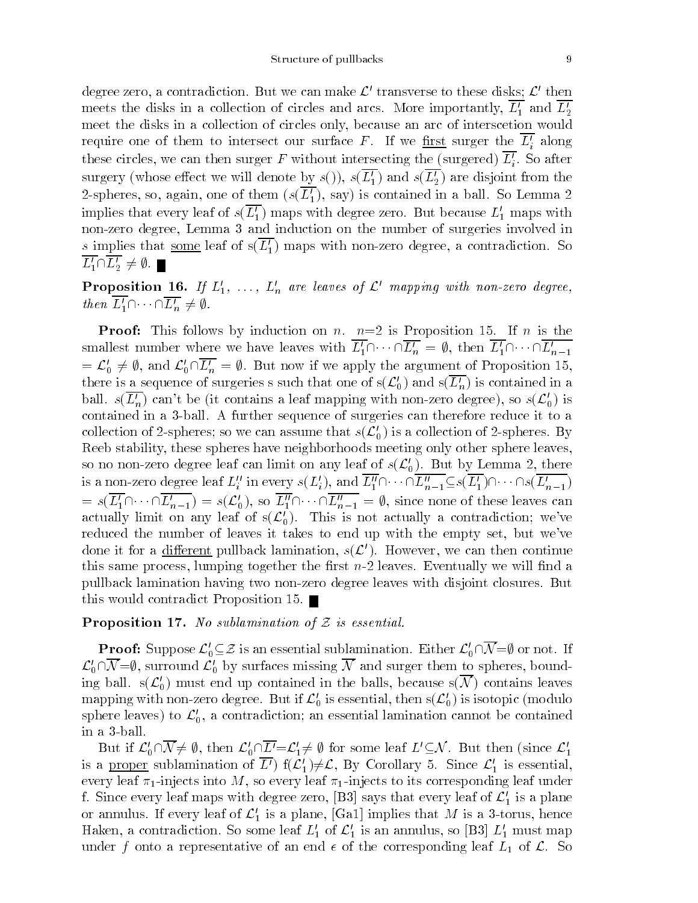degree zero, a contradiction. But we can make $\mathcal{L}'$ transverse to these disks; $\mathcal{L}'$ then meets the disks in a collection of circles and arcs. More importantly, $\overline{L_1'}$ and $\overline{L_2'}$ meet the disks in a collection of circles only, because an arc of interscetion would require one of them to intersect our surface $F$. If we first surger the $\overline{L_i'}$ along these circles, we can then surger $F$ without intersecting the (surgered) $\overline{L_i'}$. So after surgery (whose effect we will denote by $s()$), $s(\overline{L_1'})$ and $s(\overline{L_2'})$ are disjoint from the 2-spheres, so, again, one of them ($s(\overline{L_1'})$, say) is contained in a ball. So Lemma 2 implies that every leaf of $s(\overline{L_1'})$ maps with degree zero. But because $L_1'$ maps with non-zero degree, Lemma 3 and induction on the number of surgeries involved in $s$ implies that some leaf of $s(\overline{L_1'})$ maps with non-zero degree, a contradiction. So $\overline{L_1'}\cap\overline{L_2'} \neq \emptyset$. ∎

**Proposition 16.** *If $L_1'$, ..., $L_n'$ are leaves of $\mathcal{L}'$ mapping with non-zero degree, then $\overline{L_1'}\cap\cdots\cap\overline{L_n'} \neq \emptyset$.*

**Proof:** This follows by induction on $n$. $n$=2 is Proposition 15. If $n$ is the smallest number where we have leaves with $\overline{L_1'}\cap\cdots\cap\overline{L_n'} = \emptyset$, then $\overline{L_1'}\cap\cdots\cap\overline{L_{n-1}'} = \mathcal{L}_0' \neq \emptyset$, and $\mathcal{L}_0'\cap\overline{L_n'} = \emptyset$. But now if we apply the argument of Proposition 15, there is a sequence of surgeries s such that one of s($\mathcal{L}_0'$) and s($\overline{L_n'}$) is contained in a ball. $s(\overline{L_n'})$ can't be (it contains a leaf mapping with non-zero degree), so $s(\mathcal{L}_0')$ is contained in a 3-ball. A further sequence of surgeries can therefore reduce it to a collection of 2-spheres; so we can assume that $s(\mathcal{L}_0')$ is a collection of 2-spheres. By Reeb stability, these spheres have neighborhoods meeting only other sphere leaves, so no non-zero degree leaf can limit on any leaf of $s(\mathcal{L}_0')$. But by Lemma 2, there is a non-zero degree leaf $L_i''$ in every $s(L_i')$, and $\overline{L_1''}\cap\cdots\cap\overline{L_{n-1}''}\subseteq s(\overline{L_1'})\cap\cdots\cap s(\overline{L_{n-1}'}) = s(\overline{L_1'}\cap\cdots\cap\overline{L_{n-1}'}) = s(\mathcal{L}_0')$, so $\overline{L_1''}\cap\cdots\cap\overline{L_{n-1}''} = \emptyset$, since none of these leaves can actually limit on any leaf of s($\mathcal{L}_0'$). This is not actually a contradiction; we've reduced the number of leaves it takes to end up with the empty set, but we've done it for a different pullback lamination, $s(\mathcal{L}')$. However, we can then continue this same process, lumping together the first $n$-2 leaves. Eventually we will find a pullback lamination having two non-zero degree leaves with disjoint closures. But this would contradict Proposition 15. ∎

**Proposition 17.** *No sublamination of $\mathcal{Z}$ is essential.*

**Proof:** Suppose $\mathcal{L}_0'\subseteq\mathcal{Z}$ is an essential sublamination. Either $\mathcal{L}_0'\cap\overline{\mathcal{N}}=\emptyset$ or not. If $\mathcal{L}_0'\cap\overline{\mathcal{N}}=\emptyset$, surround $\mathcal{L}_0'$ by surfaces missing $\overline{\mathcal{N}}$ and surger them to spheres, bounding ball. s($\mathcal{L}_0'$) must end up contained in the balls, because s($\overline{\mathcal{N}}$) contains leaves mapping with non-zero degree. But if $\mathcal{L}_0'$ is essential, then s($\mathcal{L}_0'$) is isotopic (modulo sphere leaves) to $\mathcal{L}_0'$, a contradiction; an essential lamination cannot be contained in a 3-ball.

But if $\mathcal{L}_0'\cap\overline{\mathcal{N}}\neq\emptyset$, then $\mathcal{L}_0'\cap\overline{L'}=\mathcal{L}_1'\neq\emptyset$ for some leaf $L'\subseteq\mathcal{N}$. But then (since $\mathcal{L}_1'$ is a proper sublamination of $\overline{L'}$) f($\mathcal{L}_1'$)$\neq\mathcal{L}$, By Corollary 5. Since $\mathcal{L}_1'$ is essential, every leaf $\pi_1$-injects into $M$, so every leaf $\pi_1$-injects to its corresponding leaf under f. Since every leaf maps with degree zero, [B3] says that every leaf of $\mathcal{L}_1'$ is a plane or annulus. If every leaf of $\mathcal{L}_1'$ is a plane, [Ga1] implies that $M$ is a 3-torus, hence Haken, a contradiction. So some leaf $L_1'$ of $\mathcal{L}_1'$ is an annulus, so [B3] $L_1'$ must map under $f$ onto a representative of an end $\epsilon$ of the corresponding leaf $L_1$ of $\mathcal{L}$. So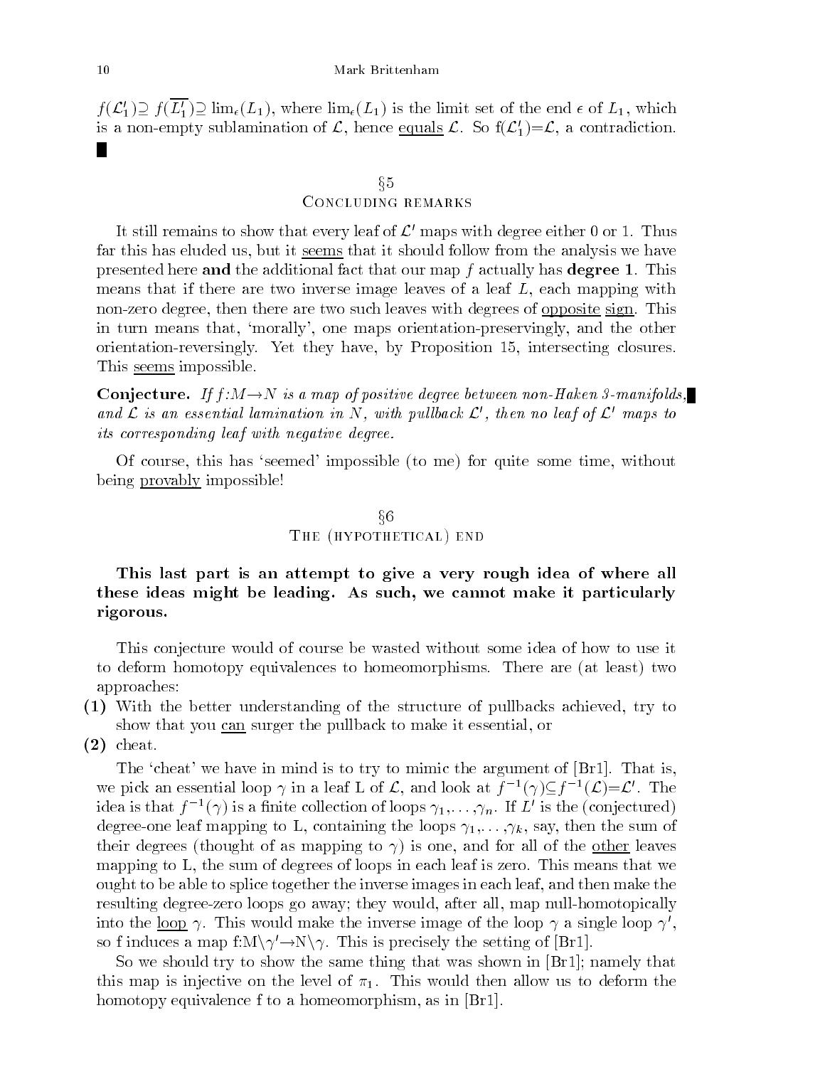$f(\mathcal{L}_1') \supseteq f(\overline{L_1'}) \supseteq \lim_\epsilon(L_1)$, where $\lim_\epsilon(L_1)$ is the limit set of the end $\epsilon$ of $L_1$, which is a non-empty sublamination of $\mathcal{L}$, hence equals $\mathcal{L}$. So $f(\mathcal{L}_1')=\mathcal{L}$, a contradiction. ∎

## §5
## Concluding remarks

It still remains to show that every leaf of $\mathcal{L}'$ maps with degree either 0 or 1. Thus far this has eluded us, but it seems that it should follow from the analysis we have presented here **and** the additional fact that our map $f$ actually has **degree 1**. This means that if there are two inverse image leaves of a leaf $L$, each mapping with non-zero degree, then there are two such leaves with degrees of opposite sign. This in turn means that, 'morally', one maps orientation-preservingly, and the other orientation-reversingly. Yet they have, by Proposition 15, intersecting closures. This seems impossible.

**Conjecture.** *If $f:M\to N$ is a map of positive degree between non-Haken 3-manifolds, and $\mathcal{L}$ is an essential lamination in $N$, with pullback $\mathcal{L}'$, then no leaf of $\mathcal{L}'$ maps to its corresponding leaf with negative degree.* ∎

Of course, this has 'seemed' impossible (to me) for quite some time, without being provably impossible!

## §6
## The (hypothetical) end

**This last part is an attempt to give a very rough idea of where all these ideas might be leading. As such, we cannot make it particularly rigorous.**

This conjecture would of course be wasted without some idea of how to use it to deform homotopy equivalences to homeomorphisms. There are (at least) two approaches:

**(1)** With the better understanding of the structure of pullbacks achieved, try to show that you can surger the pullback to make it essential, or

**(2)** cheat.

The 'cheat' we have in mind is to try to mimic the argument of [Br1]. That is, we pick an essential loop $\gamma$ in a leaf L of $\mathcal{L}$, and look at $f^{-1}(\gamma)\subseteq f^{-1}(\mathcal{L})=\mathcal{L}'$. The idea is that $f^{-1}(\gamma)$ is a finite collection of loops $\gamma_1,\dots,\gamma_n$. If $L'$ is the (conjectured) degree-one leaf mapping to L, containing the loops $\gamma_1,\dots,\gamma_k$, say, then the sum of their degrees (thought of as mapping to $\gamma$) is one, and for all of the other leaves mapping to L, the sum of degrees of loops in each leaf is zero. This means that we ought to be able to splice together the inverse images in each leaf, and then make the resulting degree-zero loops go away; they would, after all, map null-homotopically into the loop $\gamma$. This would make the inverse image of the loop $\gamma$ a single loop $\gamma'$, so f induces a map $f:M\setminus\gamma'\to N\setminus\gamma$. This is precisely the setting of [Br1].

So we should try to show the same thing that was shown in [Br1]; namely that this map is injective on the level of $\pi_1$. This would then allow us to deform the homotopy equivalence f to a homeomorphism, as in [Br1].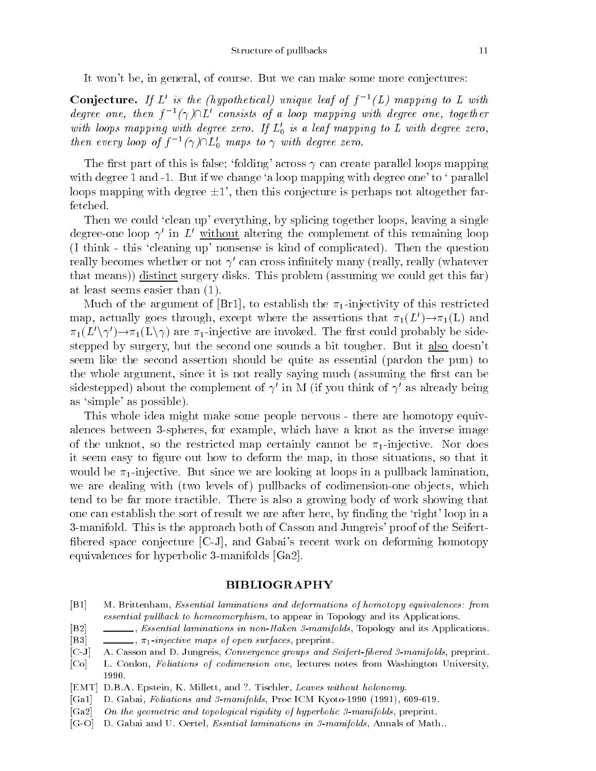It won't be, in general, of course. But we can make some more conjectures:

**Conjecture.** *If $L'$ is the (hypothetical) unique leaf of $f^{-1}(L)$ mapping to $L$ with degree one, then $f^{-1}(\gamma)\cap L'$ consists of a loop mapping with degree one, together with loops mapping with degree zero. If $L'_0$ is a leaf mapping to $L$ with degree zero, then every loop of $f^{-1}(\gamma)\cap L'_0$ maps to $\gamma$ with degree zero.*

The first part of this is false; 'folding' across $\gamma$ can create parallel loops mapping with degree 1 and -1. But if we change 'a loop mapping with degree one' to ' parallel loops mapping with degree $\pm 1$', then this conjecture is perhaps not altogether far-fetched.

Then we could 'clean up' everything, by splicing together loops, leaving a single degree-one loop $\gamma'$ in $L'$ without altering the complement of this remaining loop (I think - this 'cleaning up' nonsense is kind of complicated). Then the question really becomes whether or not $\gamma'$ can cross infinitely many (really, really (whatever that means)) distinct surgery disks. This problem (assuming we could get this far) at least seems easier than (1).

Much of the argument of [Br1], to establish the $\pi_1$-injectivity of this restricted map, actually goes through, except where the assertions that $\pi_1(L')\rightarrow\pi_1(\mathrm{L})$ and $\pi_1(L'\setminus\gamma')\rightarrow\pi_1(\mathrm{L}\setminus\gamma)$ are $\pi_1$-injective are invoked. The first could probably be sidestepped by surgery, but the second one sounds a bit tougher. But it also doesn't seem like the second assertion should be quite as essential (pardon the pun) to the whole argument, since it is not really saying much (assuming the first can be sidestepped) about the complement of $\gamma'$ in M (if you think of $\gamma'$ as already being as 'simple' as possible).

This whole idea might make some people nervous - there are homotopy equivalences between 3-spheres, for example, which have a knot as the inverse image of the unknot, so the restricted map certainly cannot be $\pi_1$-injective. Nor does it seem easy to figure out how to deform the map, in those situations, so that it would be $\pi_1$-injective. But since we are looking at loops in a pullback lamination, we are dealing with (two levels of) pullbacks of codimension-one objects, which tend to be far more tractible. There is also a growing body of work showing that one can establish the sort of result we are after here, by finding the 'right' loop in a 3-manifold. This is the approach both of Casson and Jungreis' proof of the Seifert-fibered space conjecture [C-J], and Gabai's recent work on deforming homotopy equivalences for hyperbolic 3-manifolds [Ga2].

## BIBLIOGRAPHY

[B1] M. Brittenham, *Essential laminations and deformations of homotopy equivalences: from essential pullback to homeomorphism*, to appear in Topology and its Applications.

[B2] ______, *Essential laminations in non-Haken 3-manifolds*, Topology and its Applications.

[B3] ______, *$\pi_1$-injective maps of open surfaces*, preprint.

[C-J] A. Casson and D. Jungreis, *Convergence groups and Seifert-fibered 3-manifolds*, preprint.

[Co] L. Conlon, *Foliations of codimension one*, lectures notes from Washington University, 1990.

[EMT] D.B.A. Epstein, K. Millett, and ?. Tischler, *Leaves without holonomy*.

[Ga1] D. Gabai, *Foliations and 3-manifolds*, Proc ICM Kyoto-1990 (1991), 609-619.

[Ga2] *On the geometric and topological rigidity of hyperbolic 3-manifolds*, preprint.

[G-O] D. Gabai and U. Oertel, *Essntial laminations in 3-manifolds*, Annals of Math..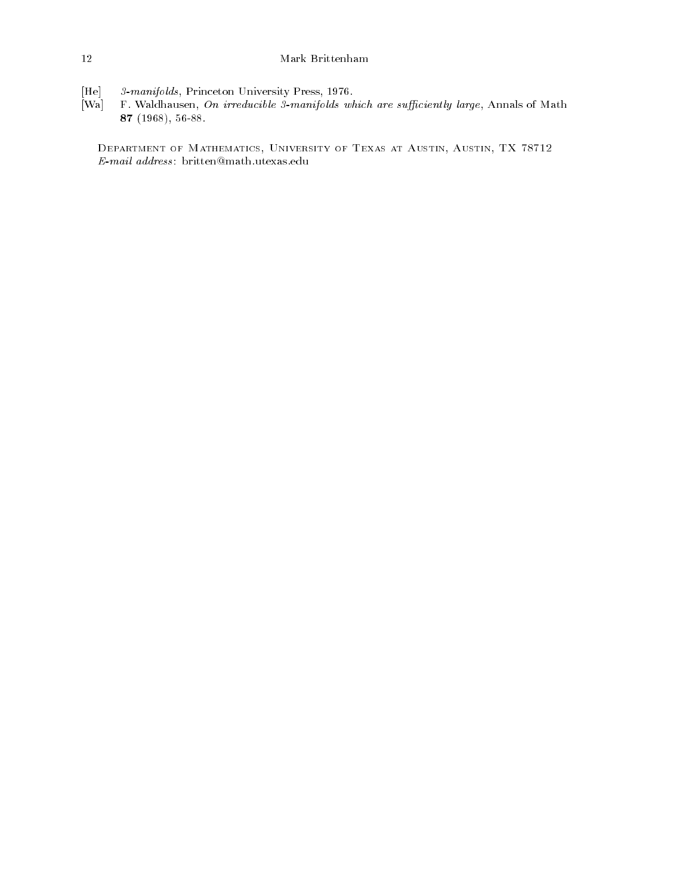[He] *3-manifolds*, Princeton University Press, 1976.

[Wa] F. Waldhausen, *On irreducible 3-manifolds which are sufficiently large*, Annals of Math **87** (1968), 56-88.

Department of Mathematics, University of Texas at Austin, Austin, TX 78712

*E-mail address*: britten@math.utexas.edu